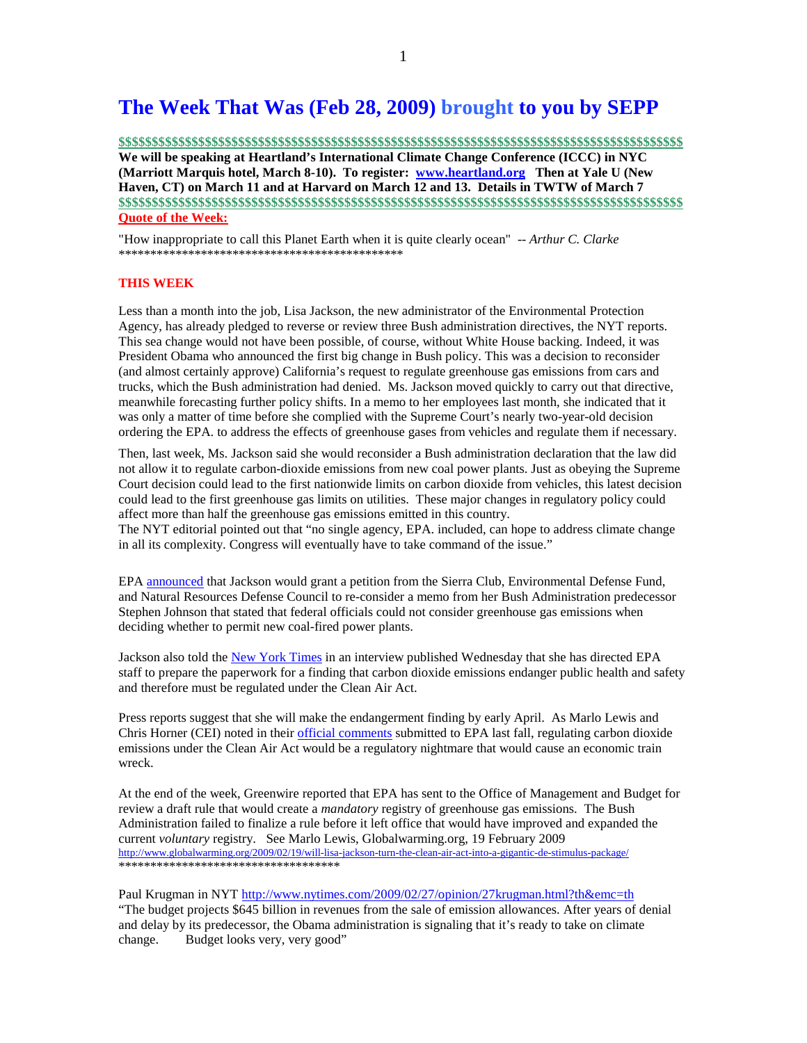# The Week That Was (Feb 28, 2009) brought to you by SEPP

$$$$$$$$$$$$$$$$$$$$$$$$$$$$$$$$$$$$$$$$$$$$$$$$$$$$$$$$$$$$$$$$$$$$$$$$$$$$$$$$$$$$$$$$$$$$$$$$$$$

**We will be speaking at Heartland's International Climate Change Conference (ICCC) in NYC (Marriott Marquis hotel, March 8-10). To register: [www.heartland.org](http://www.heartland.org) Then at Yale U (New Haven, CT) on March 11 and at Harvard on March 12 and 13. Details in TWTW of March 7**

$$$$$$$$$$$$$$$$$$$$$$$$$$$$$$$$$$$$$$$$$$$$$$$$$$$$$$$$$$$$$$$$$$$$$$$$$$$$$$$$$$$$$$$$$$$$$$$$$$$$

**Quote of the Week:**

"How inappropriate to call this Planet Earth when it is quite clearly ocean" -- *Arthur C. Clarke*

**********************************************

**THIS WEEK**

Less than a month into the job, Lisa Jackson, the new administrator of the Environmental Protection Agency, has already pledged to reverse or review three Bush administration directives, the NYT reports. This sea change would not have been possible, of course, without White House backing. Indeed, it was President Obama who announced the first big change in Bush policy. This was a decision to reconsider (and almost certainly approve) California's request to regulate greenhouse gas emissions from cars and trucks, which the Bush administration had denied. Ms. Jackson moved quickly to carry out that directive, meanwhile forecasting further policy shifts. In a memo to her employees last month, she indicated that it was only a matter of time before she complied with the Supreme Court's nearly two-year-old decision ordering the EPA. to address the effects of greenhouse gases from vehicles and regulate them if necessary.

Then, last week, Ms. Jackson said she would reconsider a Bush administration declaration that the law did not allow it to regulate carbon-dioxide emissions from new coal power plants. Just as obeying the Supreme Court decision could lead to the first nationwide limits on carbon dioxide from vehicles, this latest decision could lead to the first greenhouse gas limits on utilities. These major changes in regulatory policy could affect more than half the greenhouse gas emissions emitted in this country.
The NYT editorial pointed out that "no single agency, EPA. included, can hope to address climate change in all its complexity. Congress will eventually have to take command of the issue."

EPA announced that Jackson would grant a petition from the Sierra Club, Environmental Defense Fund, and Natural Resources Defense Council to re-consider a memo from her Bush Administration predecessor Stephen Johnson that stated that federal officials could not consider greenhouse gas emissions when deciding whether to permit new coal-fired power plants.

Jackson also told the New York Times in an interview published Wednesday that she has directed EPA staff to prepare the paperwork for a finding that carbon dioxide emissions endanger public health and safety and therefore must be regulated under the Clean Air Act.

Press reports suggest that she will make the endangerment finding by early April. As Marlo Lewis and Chris Horner (CEI) noted in their official comments submitted to EPA last fall, regulating carbon dioxide emissions under the Clean Air Act would be a regulatory nightmare that would cause an economic train wreck.

At the end of the week, Greenwire reported that EPA has sent to the Office of Management and Budget for review a draft rule that would create a *mandatory* registry of greenhouse gas emissions. The Bush Administration failed to finalize a rule before it left office that would have improved and expanded the current *voluntary* registry. See Marlo Lewis, Globalwarming.org, 19 February 2009
http://www.globalwarming.org/2009/02/19/will-lisa-jackson-turn-the-clean-air-act-into-a-gigantic-de-stimulus-package/
**********************************

Paul Krugman in NYT http://www.nytimes.com/2009/02/27/opinion/27krugman.html?th&emc=th
"The budget projects $645 billion in revenues from the sale of emission allowances. After years of denial and delay by its predecessor, the Obama administration is signaling that it's ready to take on climate change. Budget looks very, very good"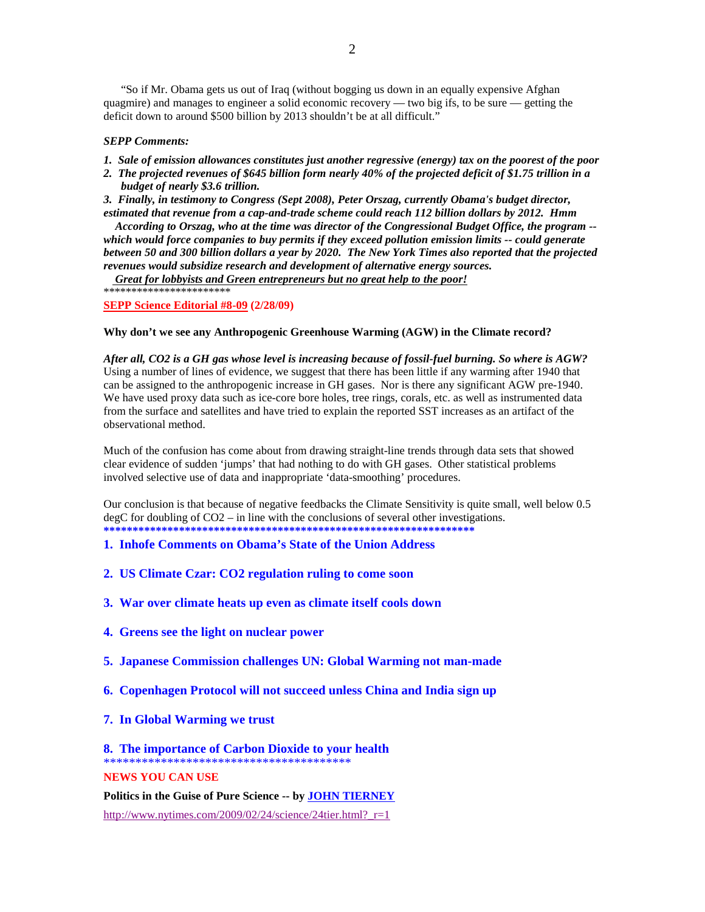"So if Mr. Obama gets us out of Iraq (without bogging us down in an equally expensive Afghan quagmire) and manages to engineer a solid economic recovery — two big ifs, to be sure — getting the deficit down to around $500 billion by 2013 shouldn't be at all difficult."

***SEPP Comments:***

1. ***Sale of emission allowances constitutes just another regressive (energy) tax on the poorest of the poor***
2. ***The projected revenues of $645 billion form nearly 40% of the projected deficit of $1.75 trillion in a budget of nearly $3.6 trillion.***
3. ***Finally, in testimony to Congress (Sept 2008), Peter Orszag, currently Obama's budget director, estimated that revenue from a cap-and-trade scheme could reach 112 billion dollars by 2012. Hmm***

***According to Orszag, who at the time was director of the Congressional Budget Office, the program -- which would force companies to buy permits if they exceed pollution emission limits -- could generate between 50 and 300 billion dollars a year by 2020. The New York Times also reported that the projected revenues would subsidize research and development of alternative energy sources.***

***Great for lobbyists and Green entrepreneurs but no great help to the poor!***

************************

**SEPP Science Editorial #8-09 (2/28/09)**

**Why don't we see any Anthropogenic Greenhouse Warming (AGW) in the Climate record?**

***After all, CO2 is a GH gas whose level is increasing because of fossil-fuel burning. So where is AGW?*** Using a number of lines of evidence, we suggest that there has been little if any warming after 1940 that can be assigned to the anthropogenic increase in GH gases. Nor is there any significant AGW pre-1940. We have used proxy data such as ice-core bore holes, tree rings, corals, etc. as well as instrumented data from the surface and satellites and have tried to explain the reported SST increases as an artifact of the observational method.

Much of the confusion has come about from drawing straight-line trends through data sets that showed clear evidence of sudden 'jumps' that had nothing to do with GH gases. Other statistical problems involved selective use of data and inappropriate 'data-smoothing' procedures.

Our conclusion is that because of negative feedbacks the Climate Sensitivity is quite small, well below 0.5 degC for doubling of CO2 – in line with the conclusions of several other investigations.

****************************************************************

1. **Inhofe Comments on Obama's State of the Union Address**
2. **US Climate Czar: CO2 regulation ruling to come soon**
3. **War over climate heats up even as climate itself cools down**
4. **Greens see the light on nuclear power**
5. **Japanese Commission challenges UN: Global Warming not man-made**
6. **Copenhagen Protocol will not succeed unless China and India sign up**
7. **In Global Warming we trust**
8. **The importance of Carbon Dioxide to your health**

******************************************

**NEWS YOU CAN USE**

**Politics in the Guise of Pure Science -- by JOHN TIERNEY**

http://www.nytimes.com/2009/02/24/science/24tier.html?_r=1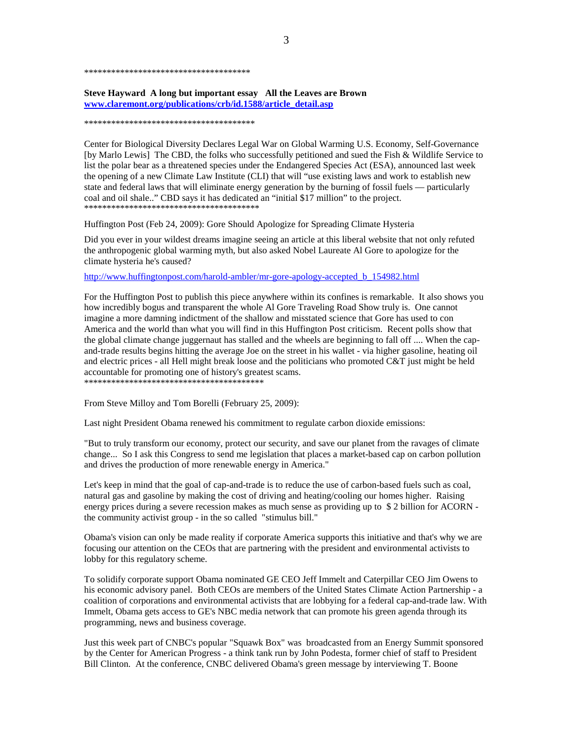\*\*\*\*\*\*\*\*\*\*\*\*\*\*\*\*\*\*\*\*\*\*\*\*\*\*\*\*\*\*\*\*\*\*\*\*\*\*

**Steve Hayward A long but important essay All the Leaves are Brown**
**www.claremont.org/publications/crb/id.1588/article_detail.asp**

\*\*\*\*\*\*\*\*\*\*\*\*\*\*\*\*\*\*\*\*\*\*\*\*\*\*\*\*\*\*\*\*\*\*\*\*\*\*\*

Center for Biological Diversity Declares Legal War on Global Warming U.S. Economy, Self-Governance [by Marlo Lewis] The CBD, the folks who successfully petitioned and sued the Fish & Wildlife Service to list the polar bear as a threatened species under the Endangered Species Act (ESA), announced last week the opening of a new Climate Law Institute (CLI) that will "use existing laws and work to establish new state and federal laws that will eliminate energy generation by the burning of fossil fuels — particularly coal and oil shale.." CBD says it has dedicated an "initial $17 million" to the project.
\*\*\*\*\*\*\*\*\*\*\*\*\*\*\*\*\*\*\*\*\*\*\*\*\*\*\*\*\*\*\*\*\*\*\*\*\*\*\*\*

Huffington Post (Feb 24, 2009): Gore Should Apologize for Spreading Climate Hysteria

Did you ever in your wildest dreams imagine seeing an article at this liberal website that not only refuted the anthropogenic global warming myth, but also asked Nobel Laureate Al Gore to apologize for the climate hysteria he's caused?

http://www.huffingtonpost.com/harold-ambler/mr-gore-apology-accepted_b_154982.html

For the Huffington Post to publish this piece anywhere within its confines is remarkable. It also shows you how incredibly bogus and transparent the whole Al Gore Traveling Road Show truly is. One cannot imagine a more damning indictment of the shallow and misstated science that Gore has used to con America and the world than what you will find in this Huffington Post criticism. Recent polls show that the global climate change juggernaut has stalled and the wheels are beginning to fall off .... When the cap-and-trade results begins hitting the average Joe on the street in his wallet - via higher gasoline, heating oil and electric prices - all Hell might break loose and the politicians who promoted C&T just might be held accountable for promoting one of history's greatest scams.
\*\*\*\*\*\*\*\*\*\*\*\*\*\*\*\*\*\*\*\*\*\*\*\*\*\*\*\*\*\*\*\*\*\*\*\*\*\*\*\*\*

From Steve Milloy and Tom Borelli (February 25, 2009):

Last night President Obama renewed his commitment to regulate carbon dioxide emissions:

"But to truly transform our economy, protect our security, and save our planet from the ravages of climate change... So I ask this Congress to send me legislation that places a market-based cap on carbon pollution and drives the production of more renewable energy in America."

Let's keep in mind that the goal of cap-and-trade is to reduce the use of carbon-based fuels such as coal, natural gas and gasoline by making the cost of driving and heating/cooling our homes higher. Raising energy prices during a severe recession makes as much sense as providing up to $ 2 billion for ACORN - the community activist group - in the so called "stimulus bill."

Obama's vision can only be made reality if corporate America supports this initiative and that's why we are focusing our attention on the CEOs that are partnering with the president and environmental activists to lobby for this regulatory scheme.

To solidify corporate support Obama nominated GE CEO Jeff Immelt and Caterpillar CEO Jim Owens to his economic advisory panel. Both CEOs are members of the United States Climate Action Partnership - a coalition of corporations and environmental activists that are lobbying for a federal cap-and-trade law. With Immelt, Obama gets access to GE's NBC media network that can promote his green agenda through its programming, news and business coverage.

Just this week part of CNBC's popular "Squawk Box" was broadcasted from an Energy Summit sponsored by the Center for American Progress - a think tank run by John Podesta, former chief of staff to President Bill Clinton. At the conference, CNBC delivered Obama's green message by interviewing T. Boone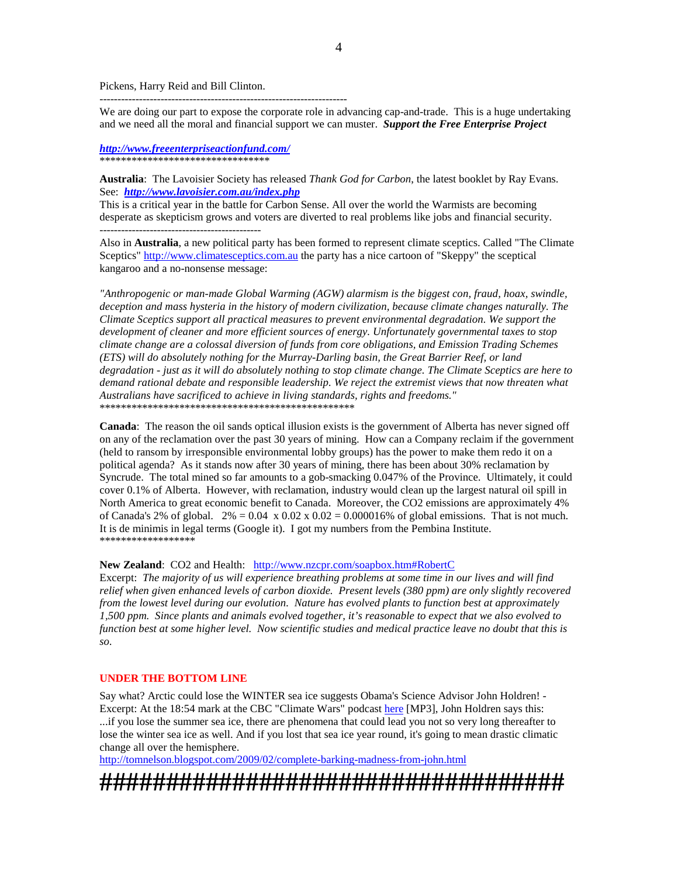Pickens, Harry Reid and Bill Clinton.

---------------------------------------------------------------------

We are doing our part to expose the corporate role in advancing cap-and-trade. This is a huge undertaking and we need all the moral and financial support we can muster. ***Support the Free Enterprise Project***

***http://www.freeenterpriseactionfund.com/***

********************************

**Australia**: The Lavoisier Society has released *Thank God for Carbon*, the latest booklet by Ray Evans. See: ***http://www.lavoisier.com.au/index.php***

This is a critical year in the battle for Carbon Sense. All over the world the Warmists are becoming desperate as skepticism grows and voters are diverted to real problems like jobs and financial security.

---------------------------------------------

Also in **Australia**, a new political party has been formed to represent climate sceptics. Called "The Climate Sceptics" http://www.climatesceptics.com.au the party has a nice cartoon of "Skeppy" the sceptical kangaroo and a no-nonsense message:

*"Anthropogenic or man-made Global Warming (AGW) alarmism is the biggest con, fraud, hoax, swindle, deception and mass hysteria in the history of modern civilization, because climate changes naturally. The Climate Sceptics support all practical measures to prevent environmental degradation. We support the development of cleaner and more efficient sources of energy. Unfortunately governmental taxes to stop climate change are a colossal diversion of funds from core obligations, and Emission Trading Schemes (ETS) will do absolutely nothing for the Murray-Darling basin, the Great Barrier Reef, or land degradation - just as it will do absolutely nothing to stop climate change. The Climate Sceptics are here to demand rational debate and responsible leadership. We reject the extremist views that now threaten what Australians have sacrificed to achieve in living standards, rights and freedoms."*

*************************************************

**Canada**: The reason the oil sands optical illusion exists is the government of Alberta has never signed off on any of the reclamation over the past 30 years of mining. How can a Company reclaim if the government (held to ransom by irresponsible environmental lobby groups) has the power to make them redo it on a political agenda? As it stands now after 30 years of mining, there has been about 30% reclamation by Syncrude. The total mined so far amounts to a gob-smacking 0.047% of the Province. Ultimately, it could cover 0.1% of Alberta. However, with reclamation, industry would clean up the largest natural oil spill in North America to great economic benefit to Canada. Moreover, the CO2 emissions are approximately 4% of Canada's 2% of global. $2\% = 0.04 \times 0.02 \times 0.02 = 0.000016\%$ of global emissions. That is not much. It is de minimis in legal terms (Google it). I got my numbers from the Pembina Institute.

******************

**New Zealand**: CO2 and Health: http://www.nzcpr.com/soapbox.htm#RobertC

Excerpt: *The majority of us will experience breathing problems at some time in our lives and will find relief when given enhanced levels of carbon dioxide. Present levels (380 ppm) are only slightly recovered from the lowest level during our evolution. Nature has evolved plants to function best at approximately 1,500 ppm. Since plants and animals evolved together, it's reasonable to expect that we also evolved to function best at some higher level. Now scientific studies and medical practice leave no doubt that this is so.*

## UNDER THE BOTTOM LINE

Say what? Arctic could lose the WINTER sea ice suggests Obama's Science Advisor John Holdren! - Excerpt: At the 18:54 mark at the CBC "Climate Wars" podcast here [MP3], John Holdren says this: ...if you lose the summer sea ice, there are phenomena that could lead you not so very long thereafter to lose the winter sea ice as well. And if you lost that sea ice year round, it's going to mean drastic climatic change all over the hemisphere.

http://tomnelson.blogspot.com/2009/02/complete-barking-madness-from-john.html

####################################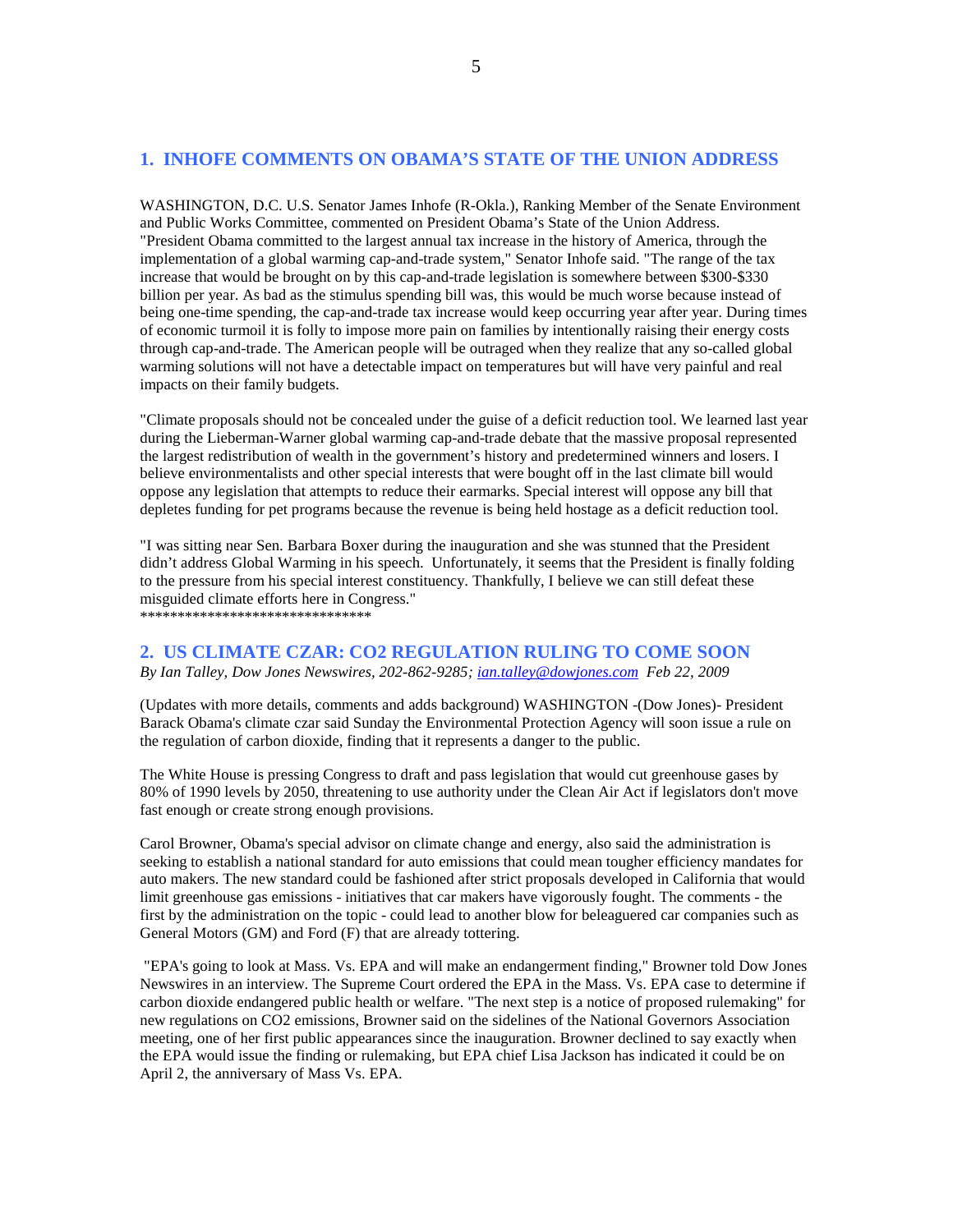## 1. INHOFE COMMENTS ON OBAMA'S STATE OF THE UNION ADDRESS

WASHINGTON, D.C. U.S. Senator James Inhofe (R-Okla.), Ranking Member of the Senate Environment and Public Works Committee, commented on President Obama's State of the Union Address. "President Obama committed to the largest annual tax increase in the history of America, through the implementation of a global warming cap-and-trade system," Senator Inhofe said. "The range of the tax increase that would be brought on by this cap-and-trade legislation is somewhere between $300-$330 billion per year. As bad as the stimulus spending bill was, this would be much worse because instead of being one-time spending, the cap-and-trade tax increase would keep occurring year after year. During times of economic turmoil it is folly to impose more pain on families by intentionally raising their energy costs through cap-and-trade. The American people will be outraged when they realize that any so-called global warming solutions will not have a detectable impact on temperatures but will have very painful and real impacts on their family budgets.

"Climate proposals should not be concealed under the guise of a deficit reduction tool. We learned last year during the Lieberman-Warner global warming cap-and-trade debate that the massive proposal represented the largest redistribution of wealth in the government's history and predetermined winners and losers. I believe environmentalists and other special interests that were bought off in the last climate bill would oppose any legislation that attempts to reduce their earmarks. Special interest will oppose any bill that depletes funding for pet programs because the revenue is being held hostage as a deficit reduction tool.

"I was sitting near Sen. Barbara Boxer during the inauguration and she was stunned that the President didn't address Global Warming in his speech. Unfortunately, it seems that the President is finally folding to the pressure from his special interest constituency. Thankfully, I believe we can still defeat these misguided climate efforts here in Congress."

*******************************

## 2. US CLIMATE CZAR: CO2 REGULATION RULING TO COME SOON

*By Ian Talley, Dow Jones Newswires, 202-862-9285; ian.talley@dowjones.com Feb 22, 2009*

(Updates with more details, comments and adds background) WASHINGTON -(Dow Jones)- President Barack Obama's climate czar said Sunday the Environmental Protection Agency will soon issue a rule on the regulation of carbon dioxide, finding that it represents a danger to the public.

The White House is pressing Congress to draft and pass legislation that would cut greenhouse gases by 80% of 1990 levels by 2050, threatening to use authority under the Clean Air Act if legislators don't move fast enough or create strong enough provisions.

Carol Browner, Obama's special advisor on climate change and energy, also said the administration is seeking to establish a national standard for auto emissions that could mean tougher efficiency mandates for auto makers. The new standard could be fashioned after strict proposals developed in California that would limit greenhouse gas emissions - initiatives that car makers have vigorously fought. The comments - the first by the administration on the topic - could lead to another blow for beleaguered car companies such as General Motors (GM) and Ford (F) that are already tottering.

"EPA's going to look at Mass. Vs. EPA and will make an endangerment finding," Browner told Dow Jones Newswires in an interview. The Supreme Court ordered the EPA in the Mass. Vs. EPA case to determine if carbon dioxide endangered public health or welfare. "The next step is a notice of proposed rulemaking" for new regulations on CO2 emissions, Browner said on the sidelines of the National Governors Association meeting, one of her first public appearances since the inauguration. Browner declined to say exactly when the EPA would issue the finding or rulemaking, but EPA chief Lisa Jackson has indicated it could be on April 2, the anniversary of Mass Vs. EPA.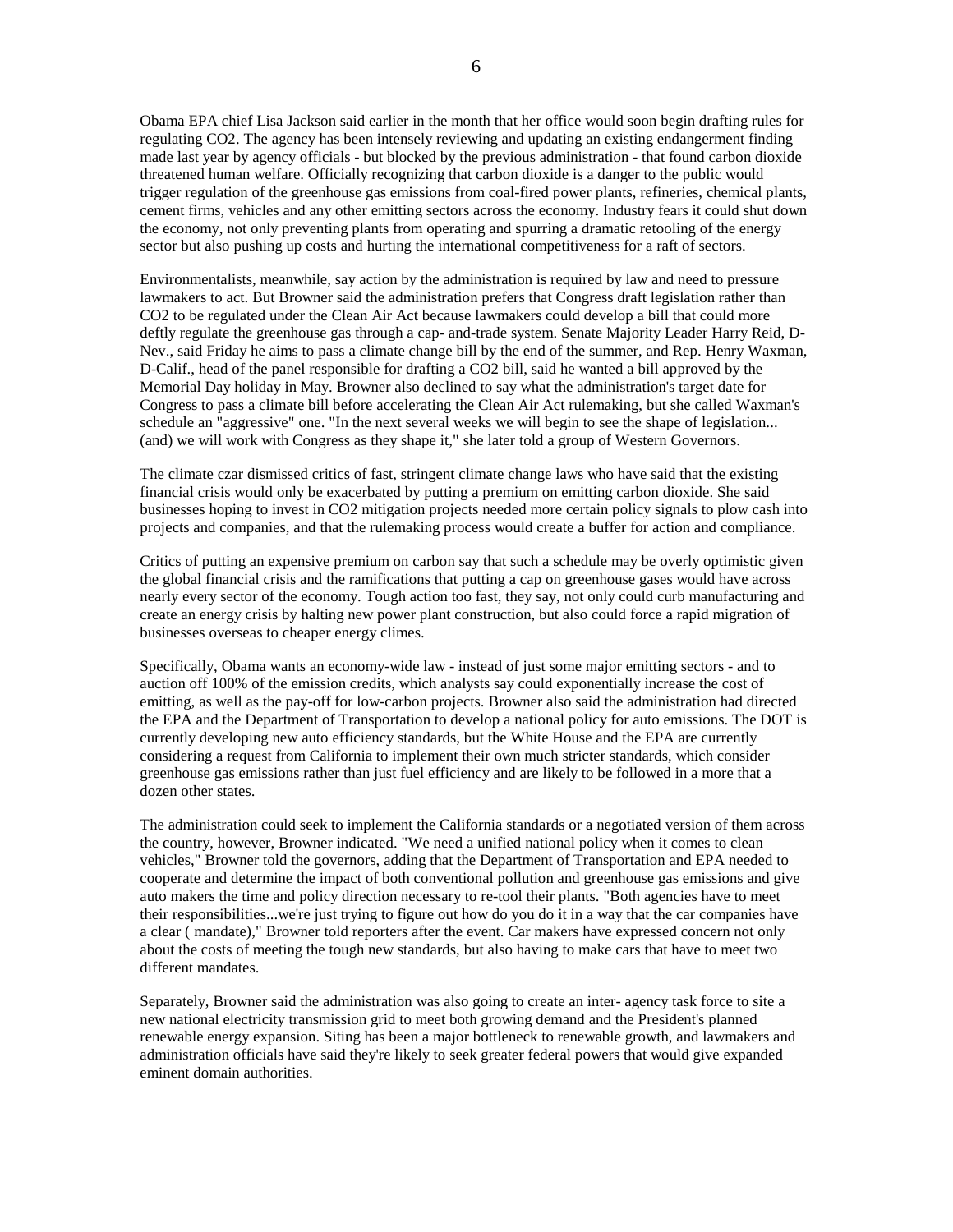Obama EPA chief Lisa Jackson said earlier in the month that her office would soon begin drafting rules for regulating $CO_2$. The agency has been intensely reviewing and updating an existing endangerment finding made last year by agency officials - but blocked by the previous administration - that found carbon dioxide threatened human welfare. Officially recognizing that carbon dioxide is a danger to the public would trigger regulation of the greenhouse gas emissions from coal-fired power plants, refineries, chemical plants, cement firms, vehicles and any other emitting sectors across the economy. Industry fears it could shut down the economy, not only preventing plants from operating and spurring a dramatic retooling of the energy sector but also pushing up costs and hurting the international competitiveness for a raft of sectors.

Environmentalists, meanwhile, say action by the administration is required by law and need to pressure lawmakers to act. But Browner said the administration prefers that Congress draft legislation rather than $CO_2$ to be regulated under the Clean Air Act because lawmakers could develop a bill that could more deftly regulate the greenhouse gas through a cap- and-trade system. Senate Majority Leader Harry Reid, D-Nev., said Friday he aims to pass a climate change bill by the end of the summer, and Rep. Henry Waxman, D-Calif., head of the panel responsible for drafting a $CO_2$ bill, said he wanted a bill approved by the Memorial Day holiday in May. Browner also declined to say what the administration's target date for Congress to pass a climate bill before accelerating the Clean Air Act rulemaking, but she called Waxman's schedule an "aggressive" one. "In the next several weeks we will begin to see the shape of legislation... (and) we will work with Congress as they shape it," she later told a group of Western Governors.

The climate czar dismissed critics of fast, stringent climate change laws who have said that the existing financial crisis would only be exacerbated by putting a premium on emitting carbon dioxide. She said businesses hoping to invest in $CO_2$ mitigation projects needed more certain policy signals to plow cash into projects and companies, and that the rulemaking process would create a buffer for action and compliance.

Critics of putting an expensive premium on carbon say that such a schedule may be overly optimistic given the global financial crisis and the ramifications that putting a cap on greenhouse gases would have across nearly every sector of the economy. Tough action too fast, they say, not only could curb manufacturing and create an energy crisis by halting new power plant construction, but also could force a rapid migration of businesses overseas to cheaper energy climes.

Specifically, Obama wants an economy-wide law - instead of just some major emitting sectors - and to auction off 100% of the emission credits, which analysts say could exponentially increase the cost of emitting, as well as the pay-off for low-carbon projects. Browner also said the administration had directed the EPA and the Department of Transportation to develop a national policy for auto emissions. The DOT is currently developing new auto efficiency standards, but the White House and the EPA are currently considering a request from California to implement their own much stricter standards, which consider greenhouse gas emissions rather than just fuel efficiency and are likely to be followed in a more that a dozen other states.

The administration could seek to implement the California standards or a negotiated version of them across the country, however, Browner indicated. "We need a unified national policy when it comes to clean vehicles," Browner told the governors, adding that the Department of Transportation and EPA needed to cooperate and determine the impact of both conventional pollution and greenhouse gas emissions and give auto makers the time and policy direction necessary to re-tool their plants. "Both agencies have to meet their responsibilities...we're just trying to figure out how do you do it in a way that the car companies have a clear ( mandate)," Browner told reporters after the event. Car makers have expressed concern not only about the costs of meeting the tough new standards, but also having to make cars that have to meet two different mandates.

Separately, Browner said the administration was also going to create an inter- agency task force to site a new national electricity transmission grid to meet both growing demand and the President's planned renewable energy expansion. Siting has been a major bottleneck to renewable growth, and lawmakers and administration officials have said they're likely to seek greater federal powers that would give expanded eminent domain authorities.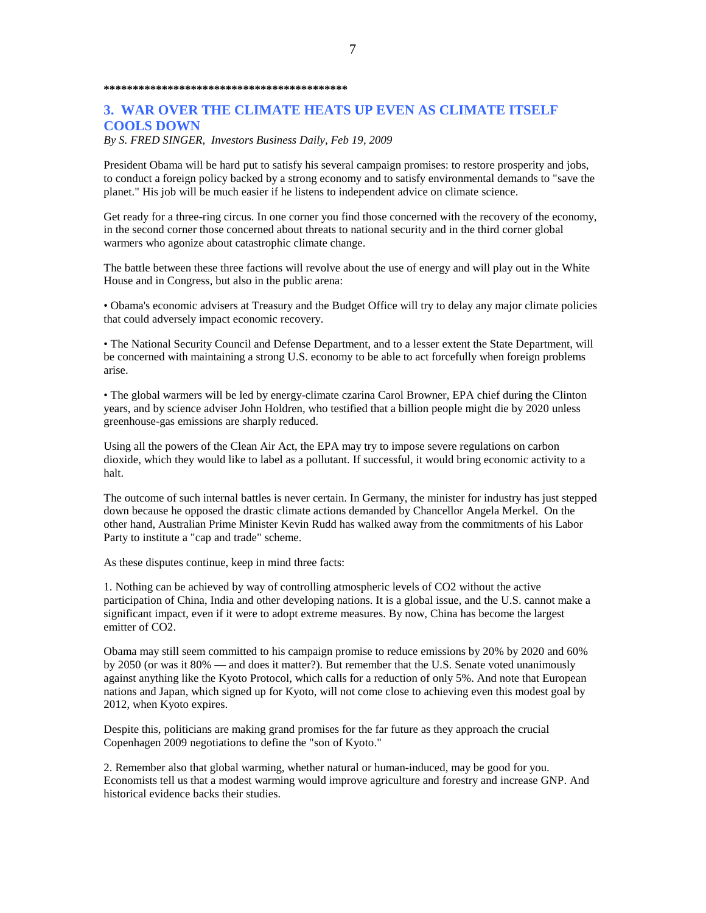******************************************

## 3. WAR OVER THE CLIMATE HEATS UP EVEN AS CLIMATE ITSELF COOLS DOWN

*By S. FRED SINGER, Investors Business Daily, Feb 19, 2009*

President Obama will be hard put to satisfy his several campaign promises: to restore prosperity and jobs, to conduct a foreign policy backed by a strong economy and to satisfy environmental demands to "save the planet." His job will be much easier if he listens to independent advice on climate science.

Get ready for a three-ring circus. In one corner you find those concerned with the recovery of the economy, in the second corner those concerned about threats to national security and in the third corner global warmers who agonize about catastrophic climate change.

The battle between these three factions will revolve about the use of energy and will play out in the White House and in Congress, but also in the public arena:

- Obama's economic advisers at Treasury and the Budget Office will try to delay any major climate policies that could adversely impact economic recovery.

- The National Security Council and Defense Department, and to a lesser extent the State Department, will be concerned with maintaining a strong U.S. economy to be able to act forcefully when foreign problems arise.

- The global warmers will be led by energy-climate czarina Carol Browner, EPA chief during the Clinton years, and by science adviser John Holdren, who testified that a billion people might die by 2020 unless greenhouse-gas emissions are sharply reduced.

Using all the powers of the Clean Air Act, the EPA may try to impose severe regulations on carbon dioxide, which they would like to label as a pollutant. If successful, it would bring economic activity to a halt.

The outcome of such internal battles is never certain. In Germany, the minister for industry has just stepped down because he opposed the drastic climate actions demanded by Chancellor Angela Merkel. On the other hand, Australian Prime Minister Kevin Rudd has walked away from the commitments of his Labor Party to institute a "cap and trade" scheme.

As these disputes continue, keep in mind three facts:

1. Nothing can be achieved by way of controlling atmospheric levels of $CO_2$ without the active participation of China, India and other developing nations. It is a global issue, and the U.S. cannot make a significant impact, even if it were to adopt extreme measures. By now, China has become the largest emitter of $CO_2$.

Obama may still seem committed to his campaign promise to reduce emissions by 20% by 2020 and 60% by 2050 (or was it 80% — and does it matter?). But remember that the U.S. Senate voted unanimously against anything like the Kyoto Protocol, which calls for a reduction of only 5%. And note that European nations and Japan, which signed up for Kyoto, will not come close to achieving even this modest goal by 2012, when Kyoto expires.

Despite this, politicians are making grand promises for the far future as they approach the crucial Copenhagen 2009 negotiations to define the "son of Kyoto."

2. Remember also that global warming, whether natural or human-induced, may be good for you. Economists tell us that a modest warming would improve agriculture and forestry and increase GNP. And historical evidence backs their studies.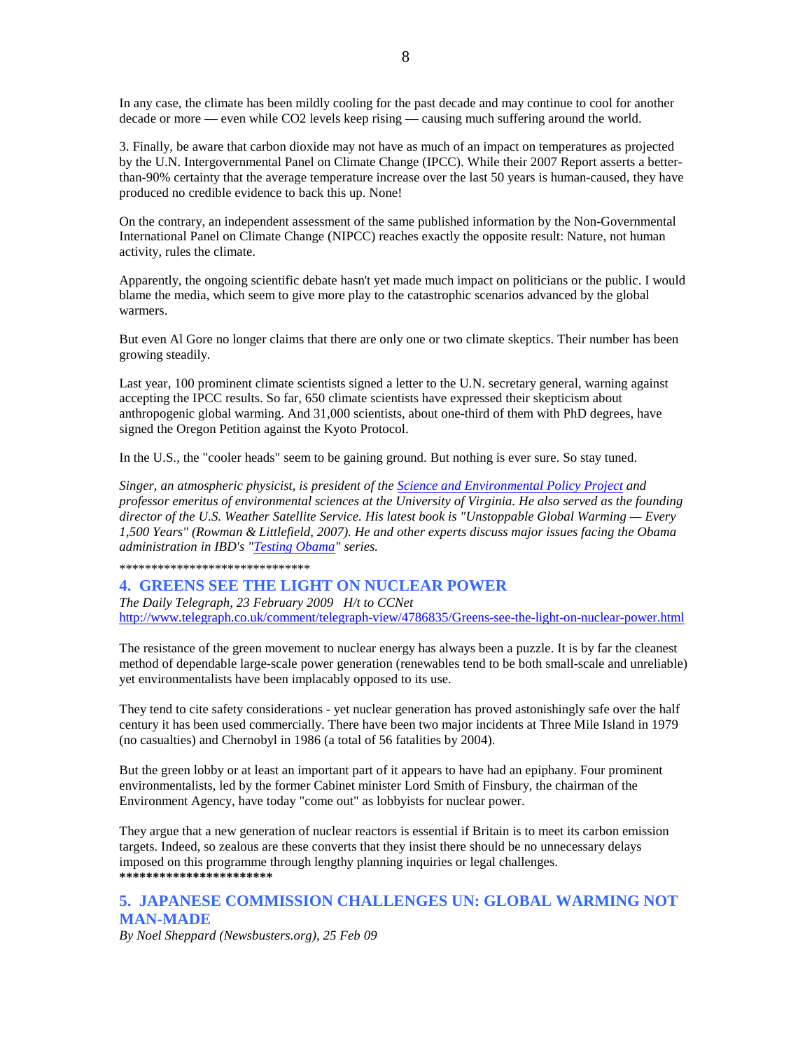In any case, the climate has been mildly cooling for the past decade and may continue to cool for another decade or more — even while $CO_2$ levels keep rising — causing much suffering around the world.

3. Finally, be aware that carbon dioxide may not have as much of an impact on temperatures as projected by the U.N. Intergovernmental Panel on Climate Change (IPCC). While their 2007 Report asserts a better-than-90% certainty that the average temperature increase over the last 50 years is human-caused, they have produced no credible evidence to back this up. None!

On the contrary, an independent assessment of the same published information by the Non-Governmental International Panel on Climate Change (NIPCC) reaches exactly the opposite result: Nature, not human activity, rules the climate.

Apparently, the ongoing scientific debate hasn't yet made much impact on politicians or the public. I would blame the media, which seem to give more play to the catastrophic scenarios advanced by the global warmers.

But even Al Gore no longer claims that there are only one or two climate skeptics. Their number has been growing steadily.

Last year, 100 prominent climate scientists signed a letter to the U.N. secretary general, warning against accepting the IPCC results. So far, 650 climate scientists have expressed their skepticism about anthropogenic global warming. And 31,000 scientists, about one-third of them with PhD degrees, have signed the Oregon Petition against the Kyoto Protocol.

In the U.S., the "cooler heads" seem to be gaining ground. But nothing is ever sure. So stay tuned.

*Singer, an atmospheric physicist, is president of the [Science and Environmental Policy Project] and professor emeritus of environmental sciences at the University of Virginia. He also served as the founding director of the U.S. Weather Satellite Service. His latest book is "Unstoppable Global Warming — Every 1,500 Years" (Rowman & Littlefield, 2007). He and other experts discuss major issues facing the Obama administration in IBD's "[Testing Obama]" series.*

******************************

## 4. GREENS SEE THE LIGHT ON NUCLEAR POWER

*The Daily Telegraph, 23 February 2009 H/t to CCNet*
http://www.telegraph.co.uk/comment/telegraph-view/4786835/Greens-see-the-light-on-nuclear-power.html

The resistance of the green movement to nuclear energy has always been a puzzle. It is by far the cleanest method of dependable large-scale power generation (renewables tend to be both small-scale and unreliable) yet environmentalists have been implacably opposed to its use.

They tend to cite safety considerations - yet nuclear generation has proved astonishingly safe over the half century it has been used commercially. There have been two major incidents at Three Mile Island in 1979 (no casualties) and Chernobyl in 1986 (a total of 56 fatalities by 2004).

But the green lobby or at least an important part of it appears to have had an epiphany. Four prominent environmentalists, led by the former Cabinet minister Lord Smith of Finsbury, the chairman of the Environment Agency, have today "come out" as lobbyists for nuclear power.

They argue that a new generation of nuclear reactors is essential if Britain is to meet its carbon emission targets. Indeed, so zealous are these converts that they insist there should be no unnecessary delays imposed on this programme through lengthy planning inquiries or legal challenges.

**************************

## 5. JAPANESE COMMISSION CHALLENGES UN: GLOBAL WARMING NOT MAN-MADE

*By Noel Sheppard (Newsbusters.org), 25 Feb 09*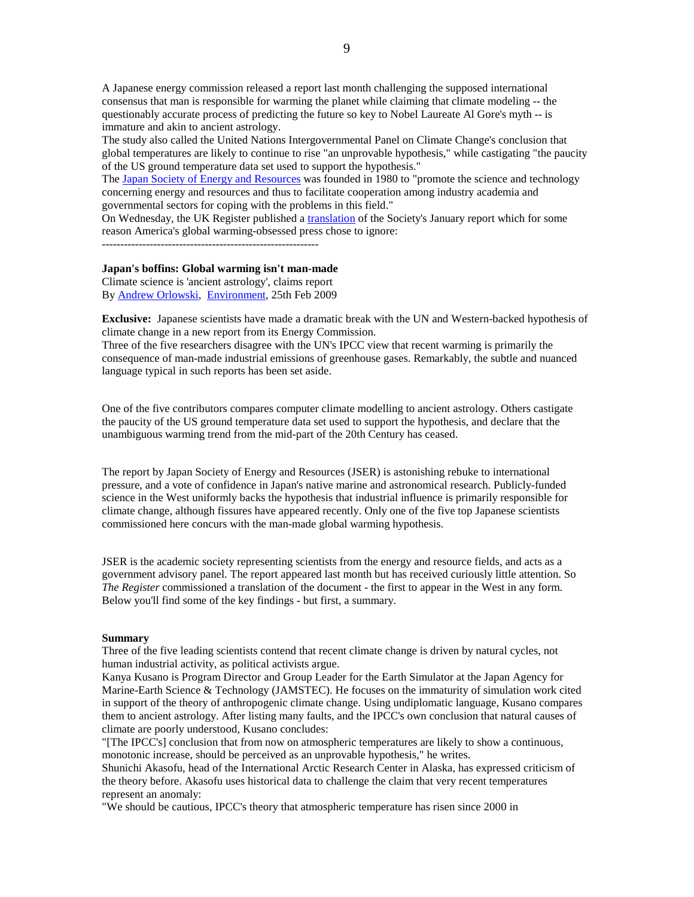A Japanese energy commission released a report last month challenging the supposed international consensus that man is responsible for warming the planet while claiming that climate modeling -- the questionably accurate process of predicting the future so key to Nobel Laureate Al Gore's myth -- is immature and akin to ancient astrology.
The study also called the United Nations Intergovernmental Panel on Climate Change's conclusion that global temperatures are likely to continue to rise "an unprovable hypothesis," while castigating "the paucity of the US ground temperature data set used to support the hypothesis."
The [Japan Society of Energy and Resources]() was founded in 1980 to "promote the science and technology concerning energy and resources and thus to facilitate cooperation among industry academia and governmental sectors for coping with the problems in this field."
On Wednesday, the UK Register published a [translation]() of the Society's January report which for some reason America's global warming-obsessed press chose to ignore:
----------------------------------------------------------

**Japan's boffins: Global warming isn't man-made**
Climate science is 'ancient astrology', claims report
By [Andrew Orlowski](), [Environment](), 25th Feb 2009

**Exclusive:** Japanese scientists have made a dramatic break with the UN and Western-backed hypothesis of climate change in a new report from its Energy Commission.
Three of the five researchers disagree with the UN's IPCC view that recent warming is primarily the consequence of man-made industrial emissions of greenhouse gases. Remarkably, the subtle and nuanced language typical in such reports has been set aside.

One of the five contributors compares computer climate modelling to ancient astrology. Others castigate the paucity of the US ground temperature data set used to support the hypothesis, and declare that the unambiguous warming trend from the mid-part of the 20th Century has ceased.

The report by Japan Society of Energy and Resources (JSER) is astonishing rebuke to international pressure, and a vote of confidence in Japan's native marine and astronomical research. Publicly-funded science in the West uniformly backs the hypothesis that industrial influence is primarily responsible for climate change, although fissures have appeared recently. Only one of the five top Japanese scientists commissioned here concurs with the man-made global warming hypothesis.

JSER is the academic society representing scientists from the energy and resource fields, and acts as a government advisory panel. The report appeared last month but has received curiously little attention. So *The Register* commissioned a translation of the document - the first to appear in the West in any form. Below you'll find some of the key findings - but first, a summary.

**Summary**
Three of the five leading scientists contend that recent climate change is driven by natural cycles, not human industrial activity, as political activists argue.
Kanya Kusano is Program Director and Group Leader for the Earth Simulator at the Japan Agency for Marine-Earth Science & Technology (JAMSTEC). He focuses on the immaturity of simulation work cited in support of the theory of anthropogenic climate change. Using undiplomatic language, Kusano compares them to ancient astrology. After listing many faults, and the IPCC's own conclusion that natural causes of climate are poorly understood, Kusano concludes:
"[The IPCC's] conclusion that from now on atmospheric temperatures are likely to show a continuous, monotonic increase, should be perceived as an unprovable hypothesis," he writes.
Shunichi Akasofu, head of the International Arctic Research Center in Alaska, has expressed criticism of the theory before. Akasofu uses historical data to challenge the claim that very recent temperatures represent an anomaly:
"We should be cautious, IPCC's theory that atmospheric temperature has risen since 2000 in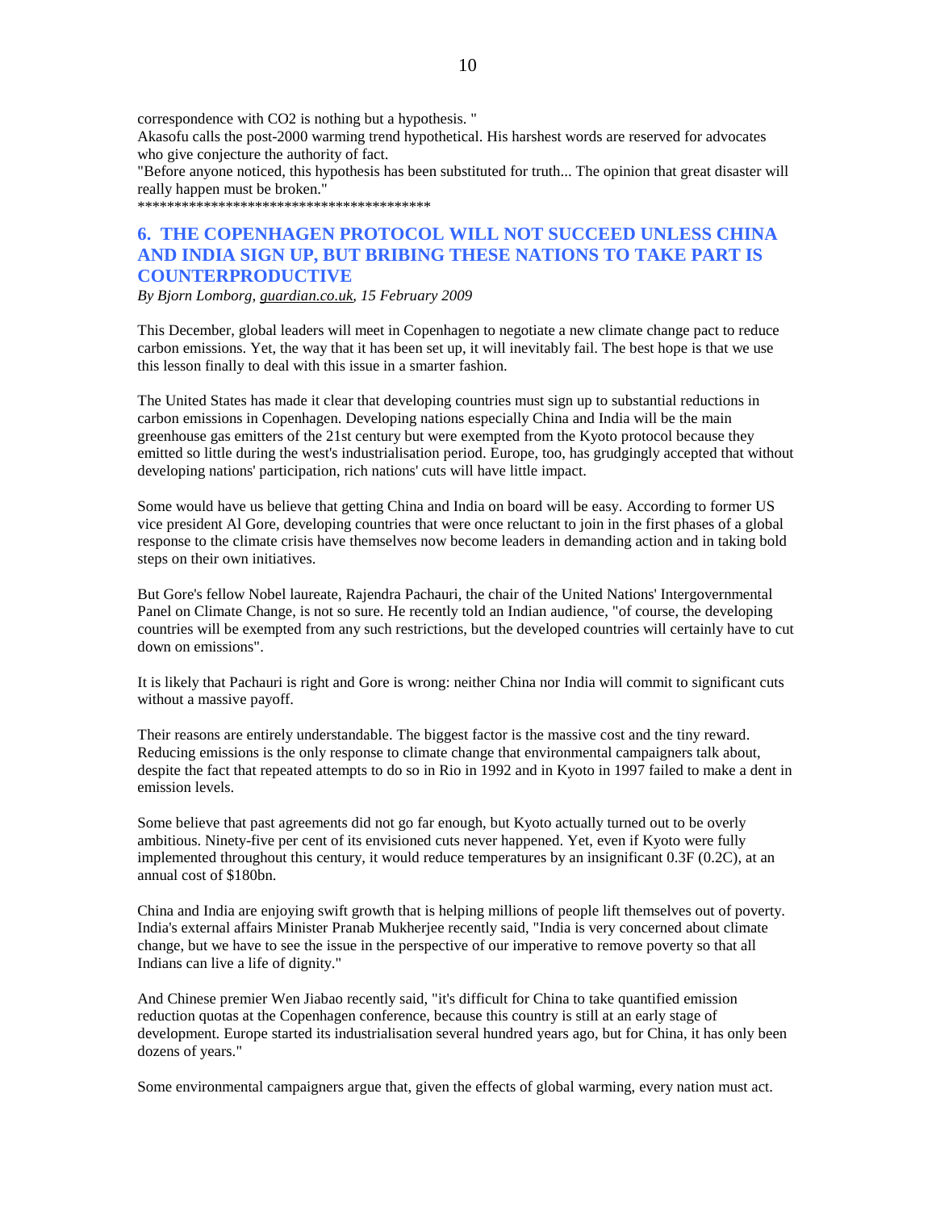correspondence with $CO_2$ is nothing but a hypothesis. "
Akasofu calls the post-2000 warming trend hypothetical. His harshest words are reserved for advocates who give conjecture the authority of fact.
"Before anyone noticed, this hypothesis has been substituted for truth... The opinion that great disaster will really happen must be broken."
****************************************

## 6. THE COPENHAGEN PROTOCOL WILL NOT SUCCEED UNLESS CHINA AND INDIA SIGN UP, BUT BRIBING THESE NATIONS TO TAKE PART IS COUNTERPRODUCTIVE

*By Bjorn Lomborg, guardian.co.uk, 15 February 2009*

This December, global leaders will meet in Copenhagen to negotiate a new climate change pact to reduce carbon emissions. Yet, the way that it has been set up, it will inevitably fail. The best hope is that we use this lesson finally to deal with this issue in a smarter fashion.

The United States has made it clear that developing countries must sign up to substantial reductions in carbon emissions in Copenhagen. Developing nations especially China and India will be the main greenhouse gas emitters of the 21st century but were exempted from the Kyoto protocol because they emitted so little during the west's industrialisation period. Europe, too, has grudgingly accepted that without developing nations' participation, rich nations' cuts will have little impact.

Some would have us believe that getting China and India on board will be easy. According to former US vice president Al Gore, developing countries that were once reluctant to join in the first phases of a global response to the climate crisis have themselves now become leaders in demanding action and in taking bold steps on their own initiatives.

But Gore's fellow Nobel laureate, Rajendra Pachauri, the chair of the United Nations' Intergovernmental Panel on Climate Change, is not so sure. He recently told an Indian audience, "of course, the developing countries will be exempted from any such restrictions, but the developed countries will certainly have to cut down on emissions".

It is likely that Pachauri is right and Gore is wrong: neither China nor India will commit to significant cuts without a massive payoff.

Their reasons are entirely understandable. The biggest factor is the massive cost and the tiny reward. Reducing emissions is the only response to climate change that environmental campaigners talk about, despite the fact that repeated attempts to do so in Rio in 1992 and in Kyoto in 1997 failed to make a dent in emission levels.

Some believe that past agreements did not go far enough, but Kyoto actually turned out to be overly ambitious. Ninety-five per cent of its envisioned cuts never happened. Yet, even if Kyoto were fully implemented throughout this century, it would reduce temperatures by an insignificant 0.3F (0.2C), at an annual cost of $180bn.

China and India are enjoying swift growth that is helping millions of people lift themselves out of poverty. India's external affairs Minister Pranab Mukherjee recently said, "India is very concerned about climate change, but we have to see the issue in the perspective of our imperative to remove poverty so that all Indians can live a life of dignity."

And Chinese premier Wen Jiabao recently said, "it's difficult for China to take quantified emission reduction quotas at the Copenhagen conference, because this country is still at an early stage of development. Europe started its industrialisation several hundred years ago, but for China, it has only been dozens of years."

Some environmental campaigners argue that, given the effects of global warming, every nation must act.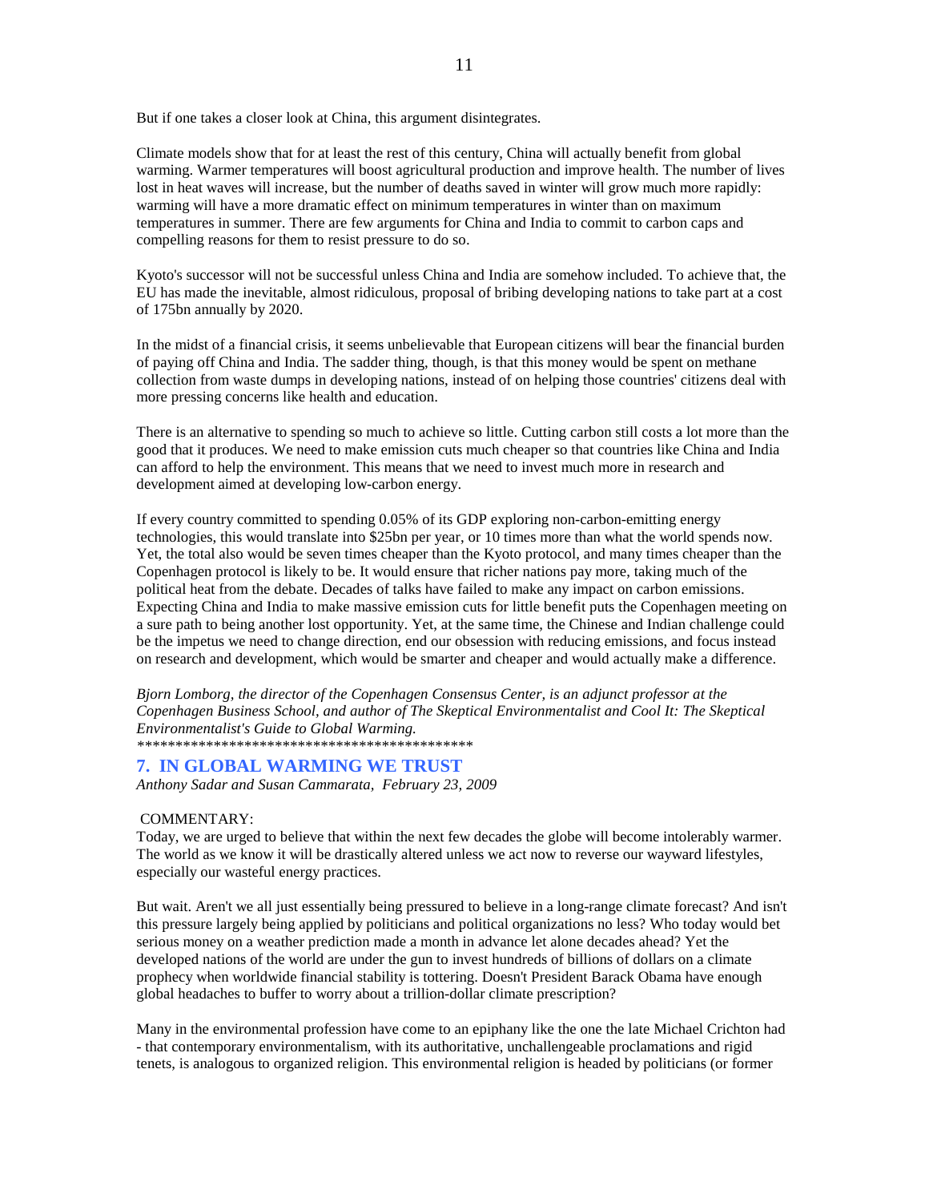But if one takes a closer look at China, this argument disintegrates.

Climate models show that for at least the rest of this century, China will actually benefit from global warming. Warmer temperatures will boost agricultural production and improve health. The number of lives lost in heat waves will increase, but the number of deaths saved in winter will grow much more rapidly: warming will have a more dramatic effect on minimum temperatures in winter than on maximum temperatures in summer. There are few arguments for China and India to commit to carbon caps and compelling reasons for them to resist pressure to do so.

Kyoto's successor will not be successful unless China and India are somehow included. To achieve that, the EU has made the inevitable, almost ridiculous, proposal of bribing developing nations to take part at a cost of 175bn annually by 2020.

In the midst of a financial crisis, it seems unbelievable that European citizens will bear the financial burden of paying off China and India. The sadder thing, though, is that this money would be spent on methane collection from waste dumps in developing nations, instead of on helping those countries' citizens deal with more pressing concerns like health and education.

There is an alternative to spending so much to achieve so little. Cutting carbon still costs a lot more than the good that it produces. We need to make emission cuts much cheaper so that countries like China and India can afford to help the environment. This means that we need to invest much more in research and development aimed at developing low-carbon energy.

If every country committed to spending 0.05% of its GDP exploring non-carbon-emitting energy technologies, this would translate into $25bn per year, or 10 times more than what the world spends now. Yet, the total also would be seven times cheaper than the Kyoto protocol, and many times cheaper than the Copenhagen protocol is likely to be. It would ensure that richer nations pay more, taking much of the political heat from the debate. Decades of talks have failed to make any impact on carbon emissions. Expecting China and India to make massive emission cuts for little benefit puts the Copenhagen meeting on a sure path to being another lost opportunity. Yet, at the same time, the Chinese and Indian challenge could be the impetus we need to change direction, end our obsession with reducing emissions, and focus instead on research and development, which would be smarter and cheaper and would actually make a difference.

*Bjorn Lomborg, the director of the Copenhagen Consensus Center, is an adjunct professor at the Copenhagen Business School, and author of The Skeptical Environmentalist and Cool It: The Skeptical Environmentalist's Guide to Global Warming.*

*******************************************

## 7. IN GLOBAL WARMING WE TRUST

*Anthony Sadar and Susan Cammarata, February 23, 2009*

COMMENTARY:

Today, we are urged to believe that within the next few decades the globe will become intolerably warmer. The world as we know it will be drastically altered unless we act now to reverse our wayward lifestyles, especially our wasteful energy practices.

But wait. Aren't we all just essentially being pressured to believe in a long-range climate forecast? And isn't this pressure largely being applied by politicians and political organizations no less? Who today would bet serious money on a weather prediction made a month in advance let alone decades ahead? Yet the developed nations of the world are under the gun to invest hundreds of billions of dollars on a climate prophecy when worldwide financial stability is tottering. Doesn't President Barack Obama have enough global headaches to buffer to worry about a trillion-dollar climate prescription?

Many in the environmental profession have come to an epiphany like the one the late Michael Crichton had - that contemporary environmentalism, with its authoritative, unchallengeable proclamations and rigid tenets, is analogous to organized religion. This environmental religion is headed by politicians (or former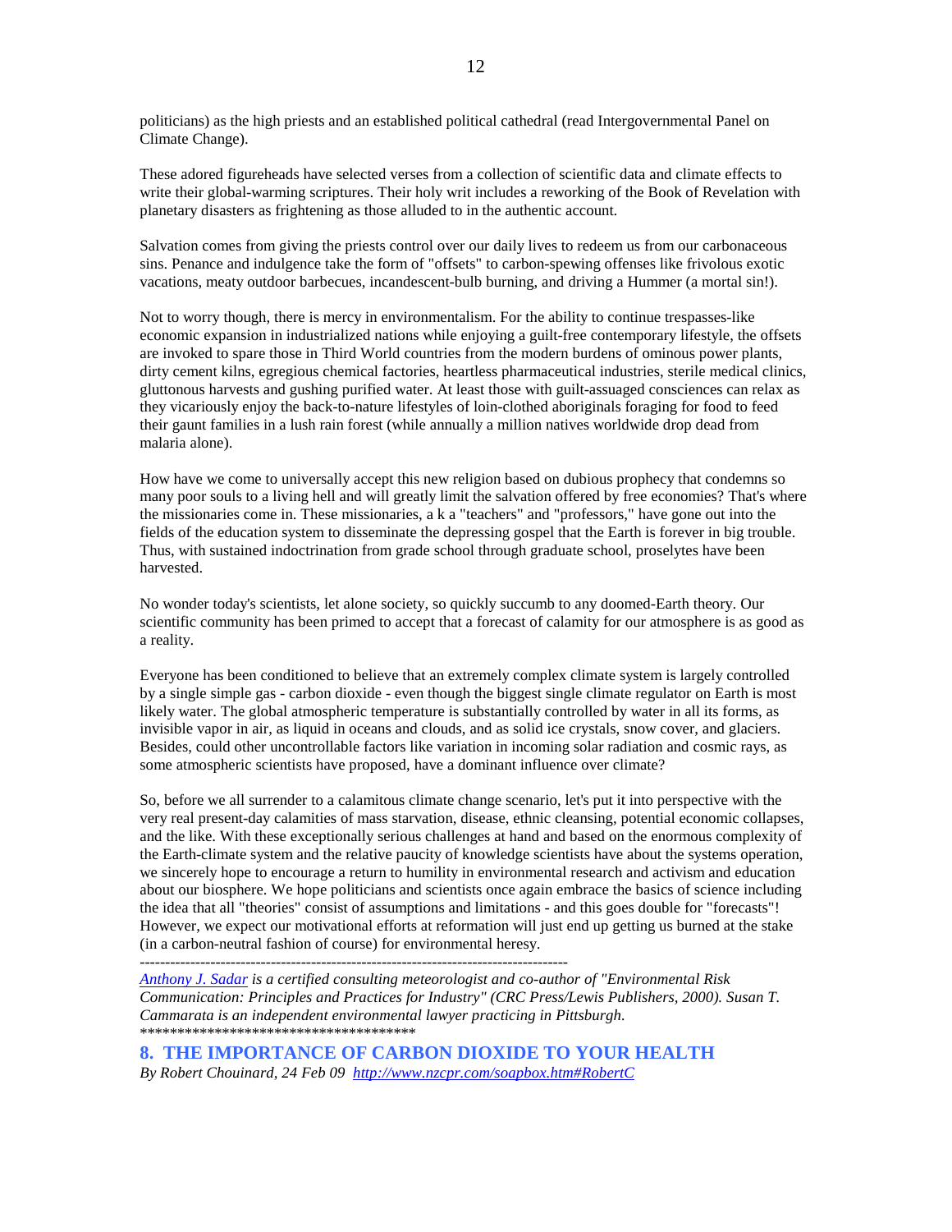politicians) as the high priests and an established political cathedral (read Intergovernmental Panel on Climate Change).

These adored figureheads have selected verses from a collection of scientific data and climate effects to write their global-warming scriptures. Their holy writ includes a reworking of the Book of Revelation with planetary disasters as frightening as those alluded to in the authentic account.

Salvation comes from giving the priests control over our daily lives to redeem us from our carbonaceous sins. Penance and indulgence take the form of "offsets" to carbon-spewing offenses like frivolous exotic vacations, meaty outdoor barbecues, incandescent-bulb burning, and driving a Hummer (a mortal sin!).

Not to worry though, there is mercy in environmentalism. For the ability to continue trespasses-like economic expansion in industrialized nations while enjoying a guilt-free contemporary lifestyle, the offsets are invoked to spare those in Third World countries from the modern burdens of ominous power plants, dirty cement kilns, egregious chemical factories, heartless pharmaceutical industries, sterile medical clinics, gluttonous harvests and gushing purified water. At least those with guilt-assuaged consciences can relax as they vicariously enjoy the back-to-nature lifestyles of loin-clothed aboriginals foraging for food to feed their gaunt families in a lush rain forest (while annually a million natives worldwide drop dead from malaria alone).

How have we come to universally accept this new religion based on dubious prophecy that condemns so many poor souls to a living hell and will greatly limit the salvation offered by free economies? That's where the missionaries come in. These missionaries, a k a "teachers" and "professors," have gone out into the fields of the education system to disseminate the depressing gospel that the Earth is forever in big trouble. Thus, with sustained indoctrination from grade school through graduate school, proselytes have been harvested.

No wonder today's scientists, let alone society, so quickly succumb to any doomed-Earth theory. Our scientific community has been primed to accept that a forecast of calamity for our atmosphere is as good as a reality.

Everyone has been conditioned to believe that an extremely complex climate system is largely controlled by a single simple gas - carbon dioxide - even though the biggest single climate regulator on Earth is most likely water. The global atmospheric temperature is substantially controlled by water in all its forms, as invisible vapor in air, as liquid in oceans and clouds, and as solid ice crystals, snow cover, and glaciers. Besides, could other uncontrollable factors like variation in incoming solar radiation and cosmic rays, as some atmospheric scientists have proposed, have a dominant influence over climate?

So, before we all surrender to a calamitous climate change scenario, let's put it into perspective with the very real present-day calamities of mass starvation, disease, ethnic cleansing, potential economic collapses, and the like. With these exceptionally serious challenges at hand and based on the enormous complexity of the Earth-climate system and the relative paucity of knowledge scientists have about the systems operation, we sincerely hope to encourage a return to humility in environmental research and activism and education about our biosphere. We hope politicians and scientists once again embrace the basics of science including the idea that all "theories" consist of assumptions and limitations - and this goes double for "forecasts"! However, we expect our motivational efforts at reformation will just end up getting us burned at the stake (in a carbon-neutral fashion of course) for environmental heresy.

---

*Anthony J. Sadar is a certified consulting meteorologist and co-author of "Environmental Risk Communication: Principles and Practices for Industry" (CRC Press/Lewis Publishers, 2000). Susan T. Cammarata is an independent environmental lawyer practicing in Pittsburgh.*

\*\*\*\*\*\*\*\*\*\*\*\*\*\*\*\*\*\*\*\*\*\*\*\*\*\*\*\*\*\*\*\*\*\*\*\*\*\*

## 8. THE IMPORTANCE OF CARBON DIOXIDE TO YOUR HEALTH

*By Robert Chouinard, 24 Feb 09 http://www.nzcpr.com/soapbox.htm#RobertC*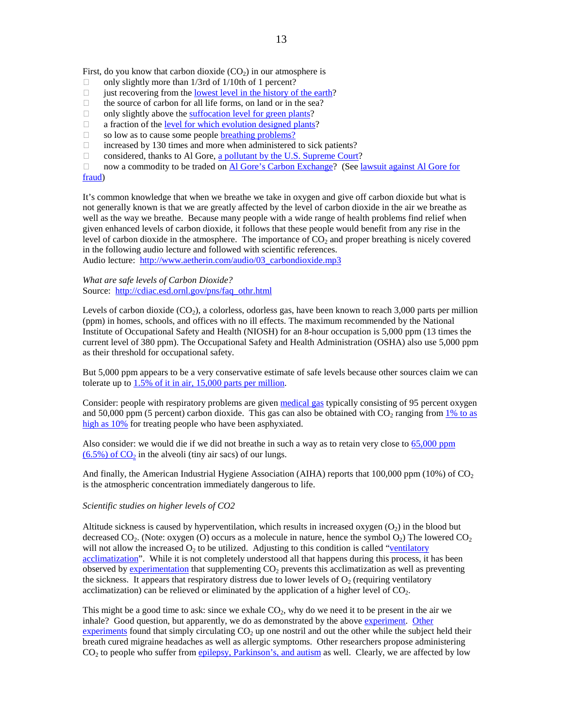First, do you know that carbon dioxide ($CO_2$) in our atmosphere is

- only slightly more than 1/3rd of 1/10th of 1 percent?
- just recovering from the lowest level in the history of the earth?
- the source of carbon for all life forms, on land or in the sea?
- only slightly above the suffocation level for green plants?
- a fraction of the level for which evolution designed plants?
- so low as to cause some people breathing problems?
- increased by 130 times and more when administered to sick patients?
- considered, thanks to Al Gore, a pollutant by the U.S. Supreme Court?
- now a commodity to be traded on Al Gore's Carbon Exchange? (See lawsuit against Al Gore for fraud)

It's common knowledge that when we breathe we take in oxygen and give off carbon dioxide but what is not generally known is that we are greatly affected by the level of carbon dioxide in the air we breathe as well as the way we breathe. Because many people with a wide range of health problems find relief when given enhanced levels of carbon dioxide, it follows that these people would benefit from any rise in the level of carbon dioxide in the atmosphere. The importance of $CO_2$ and proper breathing is nicely covered in the following audio lecture and followed with scientific references.
Audio lecture: http://www.aetherin.com/audio/03_carbondioxide.mp3

*What are safe levels of Carbon Dioxide?*
Source: http://cdiac.esd.ornl.gov/pns/faq_othr.html

Levels of carbon dioxide ($CO_2$), a colorless, odorless gas, have been known to reach 3,000 parts per million (ppm) in homes, schools, and offices with no ill effects. The maximum recommended by the National Institute of Occupational Safety and Health (NIOSH) for an 8-hour occupation is 5,000 ppm (13 times the current level of 380 ppm). The Occupational Safety and Health Administration (OSHA) also use 5,000 ppm as their threshold for occupational safety.

But 5,000 ppm appears to be a very conservative estimate of safe levels because other sources claim we can tolerate up to 1.5% of it in air, 15,000 parts per million.

Consider: people with respiratory problems are given medical gas typically consisting of 95 percent oxygen and 50,000 ppm (5 percent) carbon dioxide. This gas can also be obtained with $CO_2$ ranging from 1% to as high as 10% for treating people who have been asphyxiated.

Also consider: we would die if we did not breathe in such a way as to retain very close to 65,000 ppm (6.5%) of $CO_2$ in the alveoli (tiny air sacs) of our lungs.

And finally, the American Industrial Hygiene Association (AIHA) reports that 100,000 ppm (10%) of $CO_2$ is the atmospheric concentration immediately dangerous to life.

*Scientific studies on higher levels of CO2*

Altitude sickness is caused by hyperventilation, which results in increased oxygen ($O_2$) in the blood but decreased $CO_2$. (Note: oxygen (O) occurs as a molecule in nature, hence the symbol $O_2$) The lowered $CO_2$ will not allow the increased $O_2$ to be utilized. Adjusting to this condition is called "ventilatory acclimatization". While it is not completely understood all that happens during this process, it has been observed by experimentation that supplementing $CO_2$ prevents this acclimatization as well as preventing the sickness. It appears that respiratory distress due to lower levels of $O_2$ (requiring ventilatory acclimatization) can be relieved or eliminated by the application of a higher level of $CO_2$.

This might be a good time to ask: since we exhale $CO_2$, why do we need it to be present in the air we inhale? Good question, but apparently, we do as demonstrated by the above experiment. Other experiments found that simply circulating $CO_2$ up one nostril and out the other while the subject held their breath cured migraine headaches as well as allergic symptoms. Other researchers propose administering $CO_2$ to people who suffer from epilepsy, Parkinson's, and autism as well. Clearly, we are affected by low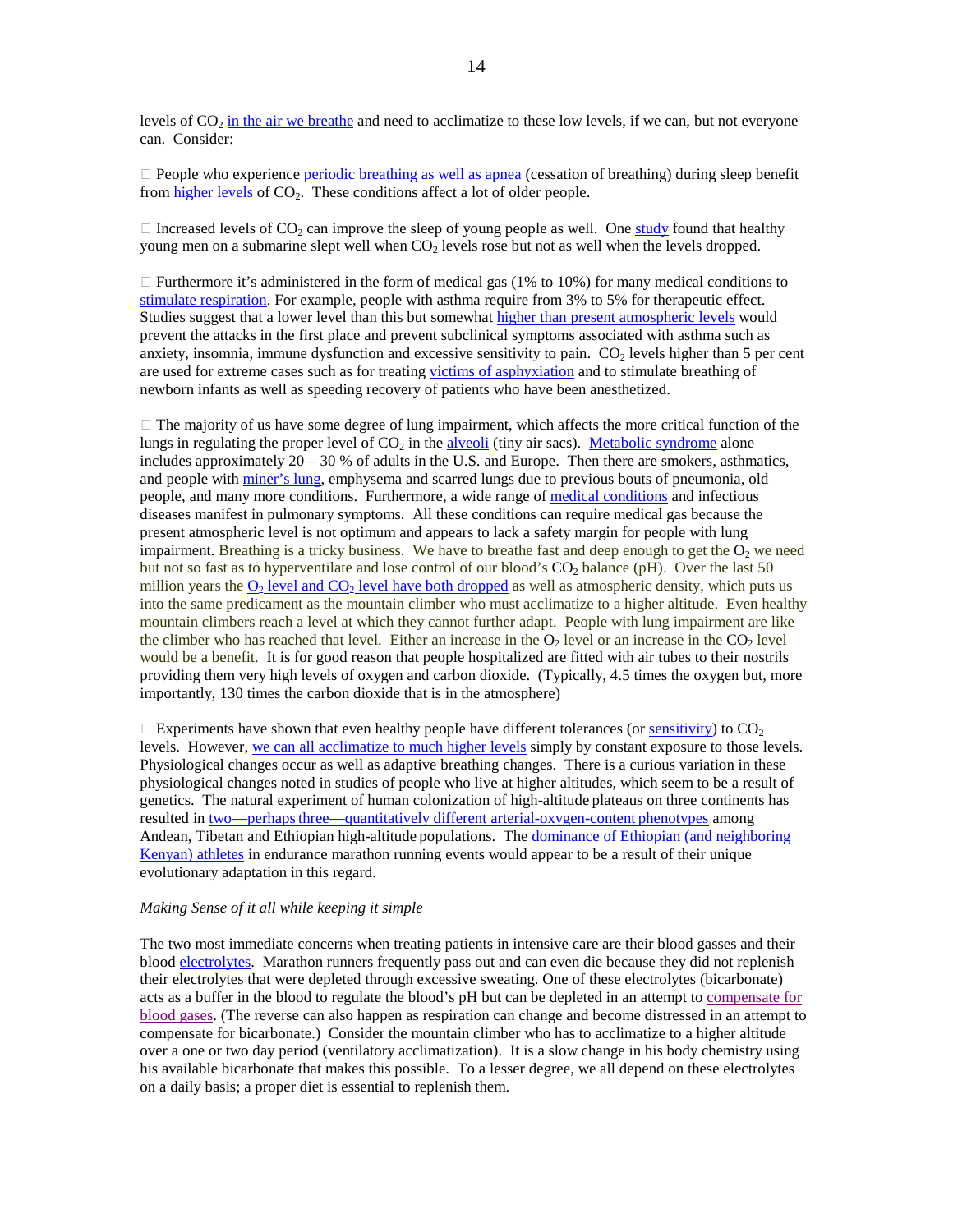levels of $CO_2$ in the air we breathe and need to acclimatize to these low levels, if we can, but not everyone can. Consider:

- People who experience periodic breathing as well as apnea (cessation of breathing) during sleep benefit from higher levels of $CO_2$. These conditions affect a lot of older people.

- Increased levels of $CO_2$ can improve the sleep of young people as well. One study found that healthy young men on a submarine slept well when $CO_2$ levels rose but not as well when the levels dropped.

- Furthermore it's administered in the form of medical gas (1% to 10%) for many medical conditions to stimulate respiration. For example, people with asthma require from 3% to 5% for therapeutic effect. Studies suggest that a lower level than this but somewhat higher than present atmospheric levels would prevent the attacks in the first place and prevent subclinical symptoms associated with asthma such as anxiety, insomnia, immune dysfunction and excessive sensitivity to pain. $CO_2$ levels higher than 5 per cent are used for extreme cases such as for treating victims of asphyxiation and to stimulate breathing of newborn infants as well as speeding recovery of patients who have been anesthetized.

- The majority of us have some degree of lung impairment, which affects the more critical function of the lungs in regulating the proper level of $CO_2$ in the alveoli (tiny air sacs). Metabolic syndrome alone includes approximately 20 – 30 % of adults in the U.S. and Europe. Then there are smokers, asthmatics, and people with miner's lung, emphysema and scarred lungs due to previous bouts of pneumonia, old people, and many more conditions. Furthermore, a wide range of medical conditions and infectious diseases manifest in pulmonary symptoms. All these conditions can require medical gas because the present atmospheric level is not optimum and appears to lack a safety margin for people with lung impairment. Breathing is a tricky business. We have to breathe fast and deep enough to get the $O_2$ we need but not so fast as to hyperventilate and lose control of our blood's $CO_2$ balance (pH). Over the last 50 million years the $O_2$ level and $CO_2$ level have both dropped as well as atmospheric density, which puts us into the same predicament as the mountain climber who must acclimatize to a higher altitude. Even healthy mountain climbers reach a level at which they cannot further adapt. People with lung impairment are like the climber who has reached that level. Either an increase in the $O_2$ level or an increase in the $CO_2$ level would be a benefit. It is for good reason that people hospitalized are fitted with air tubes to their nostrils providing them very high levels of oxygen and carbon dioxide. (Typically, 4.5 times the oxygen but, more importantly, 130 times the carbon dioxide that is in the atmosphere)

- Experiments have shown that even healthy people have different tolerances (or sensitivity) to $CO_2$ levels. However, we can all acclimatize to much higher levels simply by constant exposure to those levels. Physiological changes occur as well as adaptive breathing changes. There is a curious variation in these physiological changes noted in studies of people who live at higher altitudes, which seem to be a result of genetics. The natural experiment of human colonization of high-altitude plateaus on three continents has resulted in two—perhaps three—quantitatively different arterial-oxygen-content phenotypes among Andean, Tibetan and Ethiopian high-altitude populations. The dominance of Ethiopian (and neighboring Kenyan) athletes in endurance marathon running events would appear to be a result of their unique evolutionary adaptation in this regard.

*Making Sense of it all while keeping it simple*

The two most immediate concerns when treating patients in intensive care are their blood gasses and their blood electrolytes. Marathon runners frequently pass out and can even die because they did not replenish their electrolytes that were depleted through excessive sweating. One of these electrolytes (bicarbonate) acts as a buffer in the blood to regulate the blood's pH but can be depleted in an attempt to compensate for blood gases. (The reverse can also happen as respiration can change and become distressed in an attempt to compensate for bicarbonate.) Consider the mountain climber who has to acclimatize to a higher altitude over a one or two day period (ventilatory acclimatization). It is a slow change in his body chemistry using his available bicarbonate that makes this possible. To a lesser degree, we all depend on these electrolytes on a daily basis; a proper diet is essential to replenish them.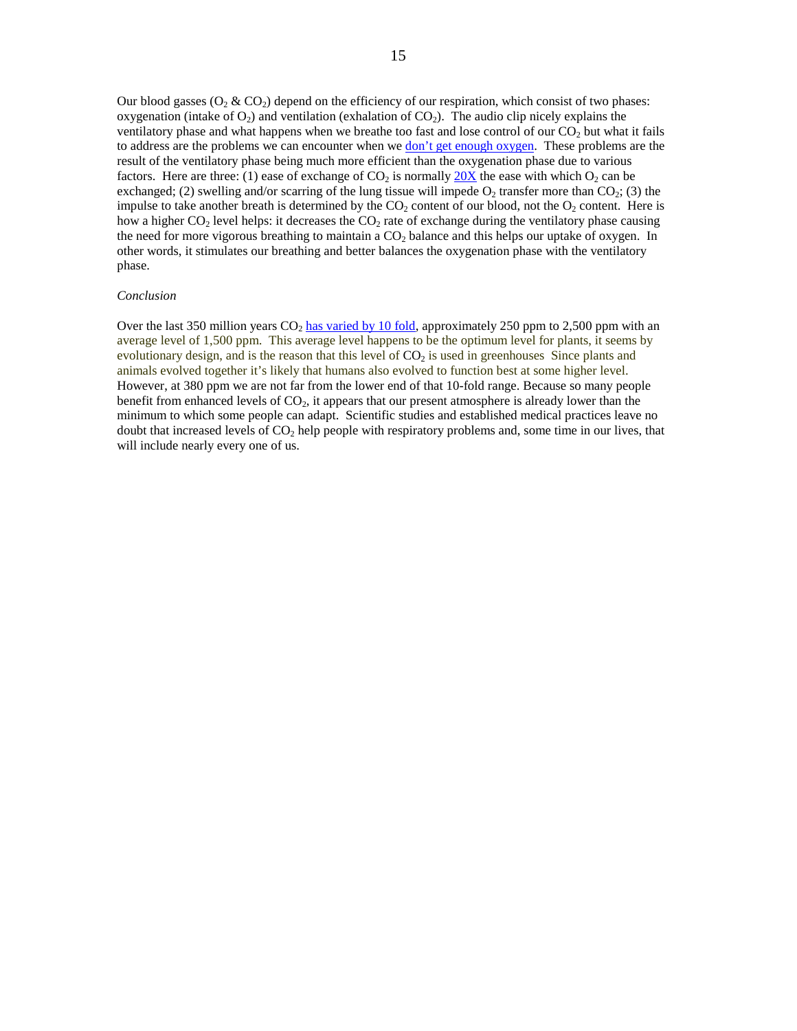Our blood gasses ($O_2$ & $CO_2$) depend on the efficiency of our respiration, which consist of two phases: oxygenation (intake of $O_2$) and ventilation (exhalation of $CO_2$). The audio clip nicely explains the ventilatory phase and what happens when we breathe too fast and lose control of our $CO_2$ but what it fails to address are the problems we can encounter when we don't get enough oxygen. These problems are the result of the ventilatory phase being much more efficient than the oxygenation phase due to various factors. Here are three: (1) ease of exchange of $CO_2$ is normally 20X the ease with which $O_2$ can be exchanged; (2) swelling and/or scarring of the lung tissue will impede $O_2$ transfer more than $CO_2$; (3) the impulse to take another breath is determined by the $CO_2$ content of our blood, not the $O_2$ content. Here is how a higher $CO_2$ level helps: it decreases the $CO_2$ rate of exchange during the ventilatory phase causing the need for more vigorous breathing to maintain a $CO_2$ balance and this helps our uptake of oxygen. In other words, it stimulates our breathing and better balances the oxygenation phase with the ventilatory phase.

*Conclusion*

Over the last 350 million years $CO_2$ has varied by 10 fold, approximately 250 ppm to 2,500 ppm with an average level of 1,500 ppm. This average level happens to be the optimum level for plants, it seems by evolutionary design, and is the reason that this level of $CO_2$ is used in greenhouses Since plants and animals evolved together it's likely that humans also evolved to function best at some higher level. However, at 380 ppm we are not far from the lower end of that 10-fold range. Because so many people benefit from enhanced levels of $CO_2$, it appears that our present atmosphere is already lower than the minimum to which some people can adapt. Scientific studies and established medical practices leave no doubt that increased levels of $CO_2$ help people with respiratory problems and, some time in our lives, that will include nearly every one of us.